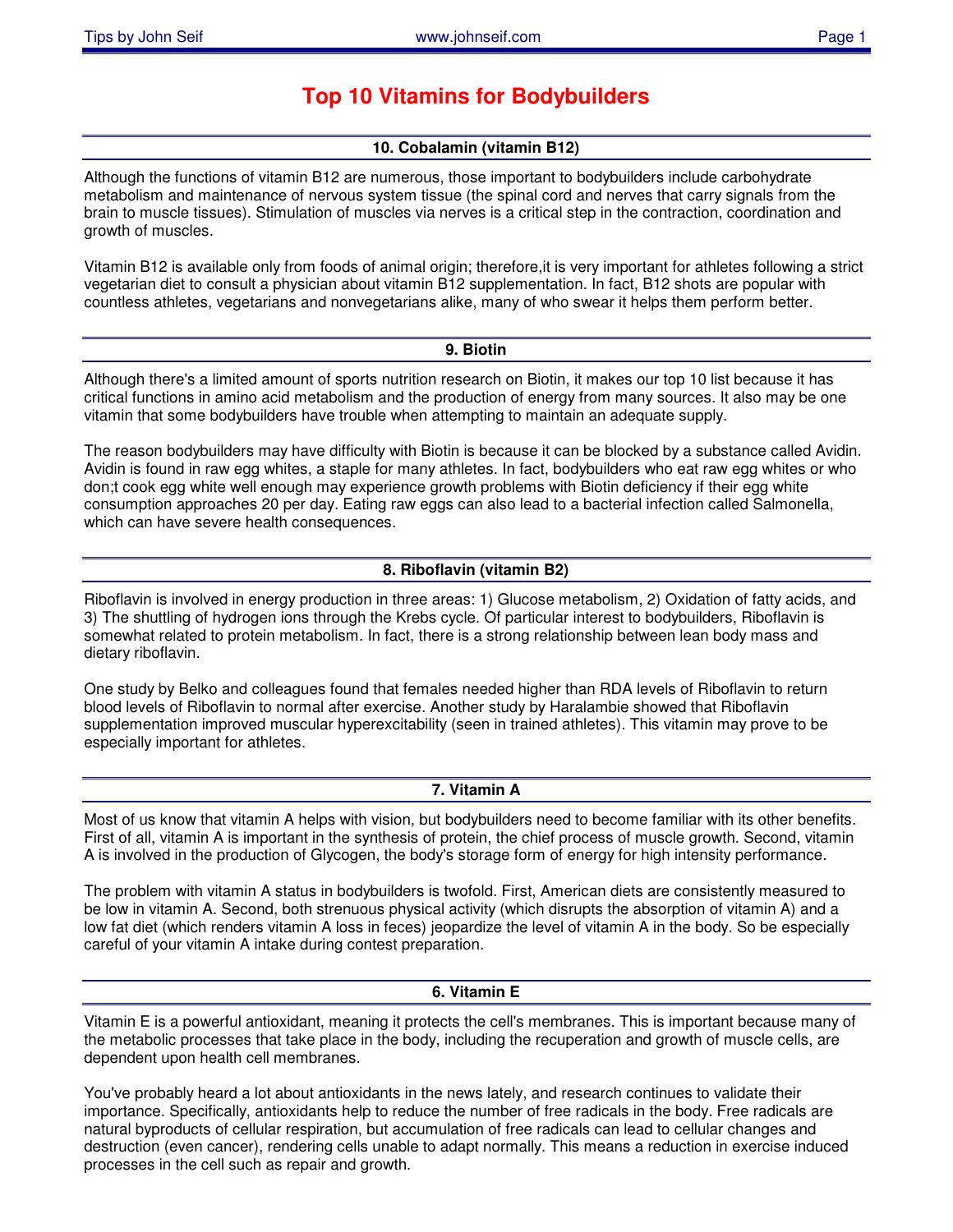# Top 10 Vitamins for Bodybuilders

## 10. Cobalamin (vitamin B12)

Although the functions of vitamin B12 are numerous, those important to bodybuilders include carbohydrate metabolism and maintenance of nervous system tissue (the spinal cord and nerves that carry signals from the brain to muscle tissues). Stimulation of muscles via nerves is a critical step in the contraction, coordination and growth of muscles.

Vitamin B12 is available only from foods of animal origin; therefore,it is very important for athletes following a strict vegetarian diet to consult a physician about vitamin B12 supplementation. In fact, B12 shots are popular with countless athletes, vegetarians and nonvegetarians alike, many of who swear it helps them perform better.

## 9. Biotin

Although there's a limited amount of sports nutrition research on Biotin, it makes our top 10 list because it has critical functions in amino acid metabolism and the production of energy from many sources. It also may be one vitamin that some bodybuilders have trouble when attempting to maintain an adequate supply.

The reason bodybuilders may have difficulty with Biotin is because it can be blocked by a substance called Avidin. Avidin is found in raw egg whites, a staple for many athletes. In fact, bodybuilders who eat raw egg whites or who don;t cook egg white well enough may experience growth problems with Biotin deficiency if their egg white consumption approaches 20 per day. Eating raw eggs can also lead to a bacterial infection called Salmonella, which can have severe health consequences.

## 8. Riboflavin (vitamin B2)

Riboflavin is involved in energy production in three areas: 1) Glucose metabolism, 2) Oxidation of fatty acids, and 3) The shuttling of hydrogen ions through the Krebs cycle. Of particular interest to bodybuilders, Riboflavin is somewhat related to protein metabolism. In fact, there is a strong relationship between lean body mass and dietary riboflavin.

One study by Belko and colleagues found that females needed higher than RDA levels of Riboflavin to return blood levels of Riboflavin to normal after exercise. Another study by Haralambie showed that Riboflavin supplementation improved muscular hyperexcitability (seen in trained athletes). This vitamin may prove to be especially important for athletes.

## 7. Vitamin A

Most of us know that vitamin A helps with vision, but bodybuilders need to become familiar with its other benefits. First of all, vitamin A is important in the synthesis of protein, the chief process of muscle growth. Second, vitamin A is involved in the production of Glycogen, the body's storage form of energy for high intensity performance.

The problem with vitamin A status in bodybuilders is twofold. First, American diets are consistently measured to be low in vitamin A. Second, both strenuous physical activity (which disrupts the absorption of vitamin A) and a low fat diet (which renders vitamin A loss in feces) jeopardize the level of vitamin A in the body. So be especially careful of your vitamin A intake during contest preparation.

## 6. Vitamin E

Vitamin E is a powerful antioxidant, meaning it protects the cell's membranes. This is important because many of the metabolic processes that take place in the body, including the recuperation and growth of muscle cells, are dependent upon health cell membranes.

You've probably heard a lot about antioxidants in the news lately, and research continues to validate their importance. Specifically, antioxidants help to reduce the number of free radicals in the body. Free radicals are natural byproducts of cellular respiration, but accumulation of free radicals can lead to cellular changes and destruction (even cancer), rendering cells unable to adapt normally. This means a reduction in exercise induced processes in the cell such as repair and growth.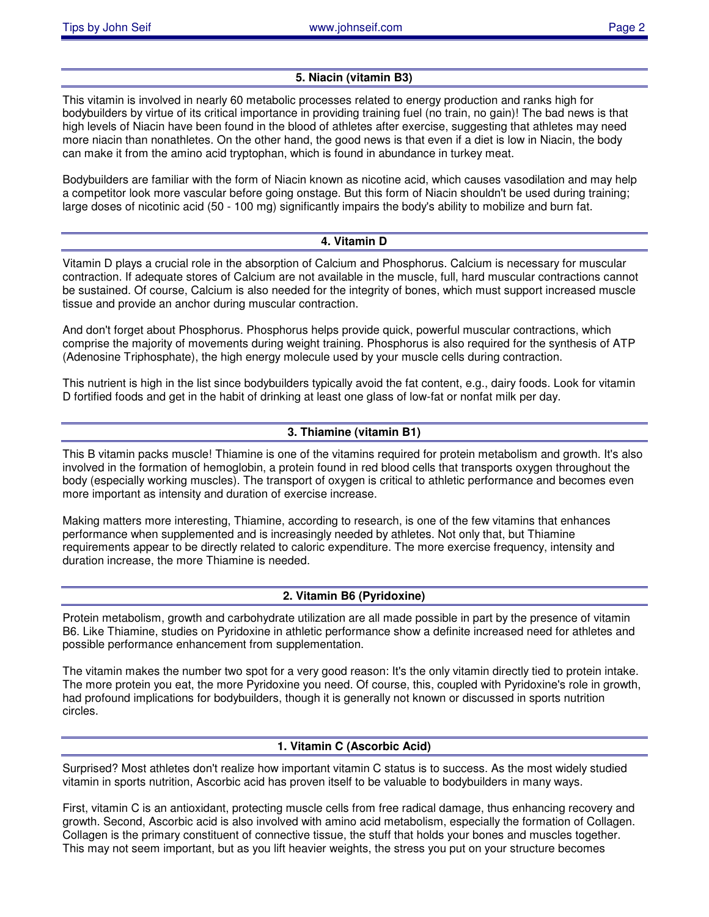## 5. Niacin (vitamin B3)

This vitamin is involved in nearly 60 metabolic processes related to energy production and ranks high for bodybuilders by virtue of its critical importance in providing training fuel (no train, no gain)! The bad news is that high levels of Niacin have been found in the blood of athletes after exercise, suggesting that athletes may need more niacin than nonathletes. On the other hand, the good news is that even if a diet is low in Niacin, the body can make it from the amino acid tryptophan, which is found in abundance in turkey meat.

Bodybuilders are familiar with the form of Niacin known as nicotine acid, which causes vasodilation and may help a competitor look more vascular before going onstage. But this form of Niacin shouldn't be used during training; large doses of nicotinic acid (50 - 100 mg) significantly impairs the body's ability to mobilize and burn fat.

## 4. Vitamin D

Vitamin D plays a crucial role in the absorption of Calcium and Phosphorus. Calcium is necessary for muscular contraction. If adequate stores of Calcium are not available in the muscle, full, hard muscular contractions cannot be sustained. Of course, Calcium is also needed for the integrity of bones, which must support increased muscle tissue and provide an anchor during muscular contraction.

And don't forget about Phosphorus. Phosphorus helps provide quick, powerful muscular contractions, which comprise the majority of movements during weight training. Phosphorus is also required for the synthesis of ATP (Adenosine Triphosphate), the high energy molecule used by your muscle cells during contraction.

This nutrient is high in the list since bodybuilders typically avoid the fat content, e.g., dairy foods. Look for vitamin D fortified foods and get in the habit of drinking at least one glass of low-fat or nonfat milk per day.

## 3. Thiamine (vitamin B1)

This B vitamin packs muscle! Thiamine is one of the vitamins required for protein metabolism and growth. It's also involved in the formation of hemoglobin, a protein found in red blood cells that transports oxygen throughout the body (especially working muscles). The transport of oxygen is critical to athletic performance and becomes even more important as intensity and duration of exercise increase.

Making matters more interesting, Thiamine, according to research, is one of the few vitamins that enhances performance when supplemented and is increasingly needed by athletes. Not only that, but Thiamine requirements appear to be directly related to caloric expenditure. The more exercise frequency, intensity and duration increase, the more Thiamine is needed.

## 2. Vitamin B6 (Pyridoxine)

Protein metabolism, growth and carbohydrate utilization are all made possible in part by the presence of vitamin B6. Like Thiamine, studies on Pyridoxine in athletic performance show a definite increased need for athletes and possible performance enhancement from supplementation.

The vitamin makes the number two spot for a very good reason: It's the only vitamin directly tied to protein intake. The more protein you eat, the more Pyridoxine you need. Of course, this, coupled with Pyridoxine's role in growth, had profound implications for bodybuilders, though it is generally not known or discussed in sports nutrition circles.

## 1. Vitamin C (Ascorbic Acid)

Surprised? Most athletes don't realize how important vitamin C status is to success. As the most widely studied vitamin in sports nutrition, Ascorbic acid has proven itself to be valuable to bodybuilders in many ways.

First, vitamin C is an antioxidant, protecting muscle cells from free radical damage, thus enhancing recovery and growth. Second, Ascorbic acid is also involved with amino acid metabolism, especially the formation of Collagen. Collagen is the primary constituent of connective tissue, the stuff that holds your bones and muscles together. This may not seem important, but as you lift heavier weights, the stress you put on your structure becomes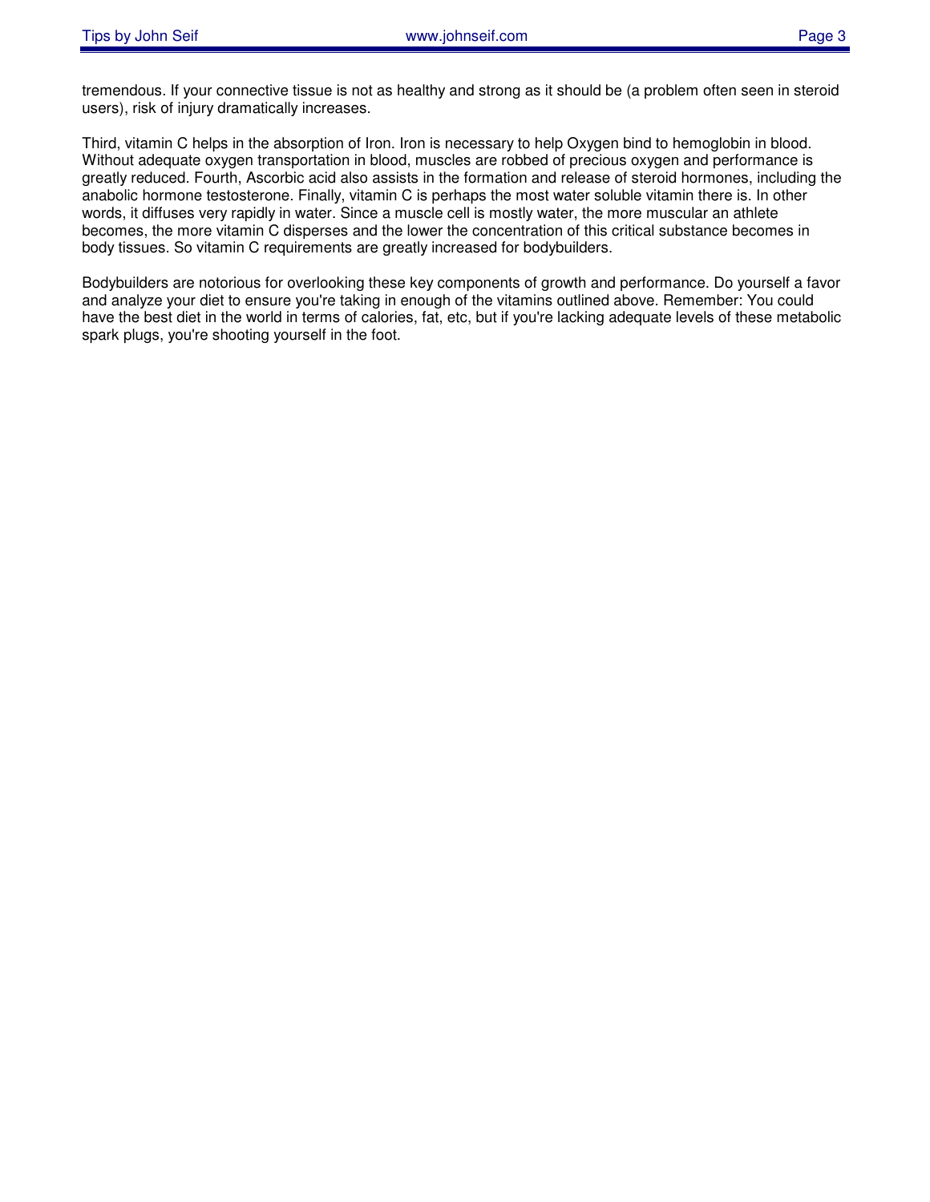tremendous. If your connective tissue is not as healthy and strong as it should be (a problem often seen in steroid users), risk of injury dramatically increases.

Third, vitamin C helps in the absorption of Iron. Iron is necessary to help Oxygen bind to hemoglobin in blood. Without adequate oxygen transportation in blood, muscles are robbed of precious oxygen and performance is greatly reduced. Fourth, Ascorbic acid also assists in the formation and release of steroid hormones, including the anabolic hormone testosterone. Finally, vitamin C is perhaps the most water soluble vitamin there is. In other words, it diffuses very rapidly in water. Since a muscle cell is mostly water, the more muscular an athlete becomes, the more vitamin C disperses and the lower the concentration of this critical substance becomes in body tissues. So vitamin C requirements are greatly increased for bodybuilders.

Bodybuilders are notorious for overlooking these key components of growth and performance. Do yourself a favor and analyze your diet to ensure you're taking in enough of the vitamins outlined above. Remember: You could have the best diet in the world in terms of calories, fat, etc, but if you're lacking adequate levels of these metabolic spark plugs, you're shooting yourself in the foot.